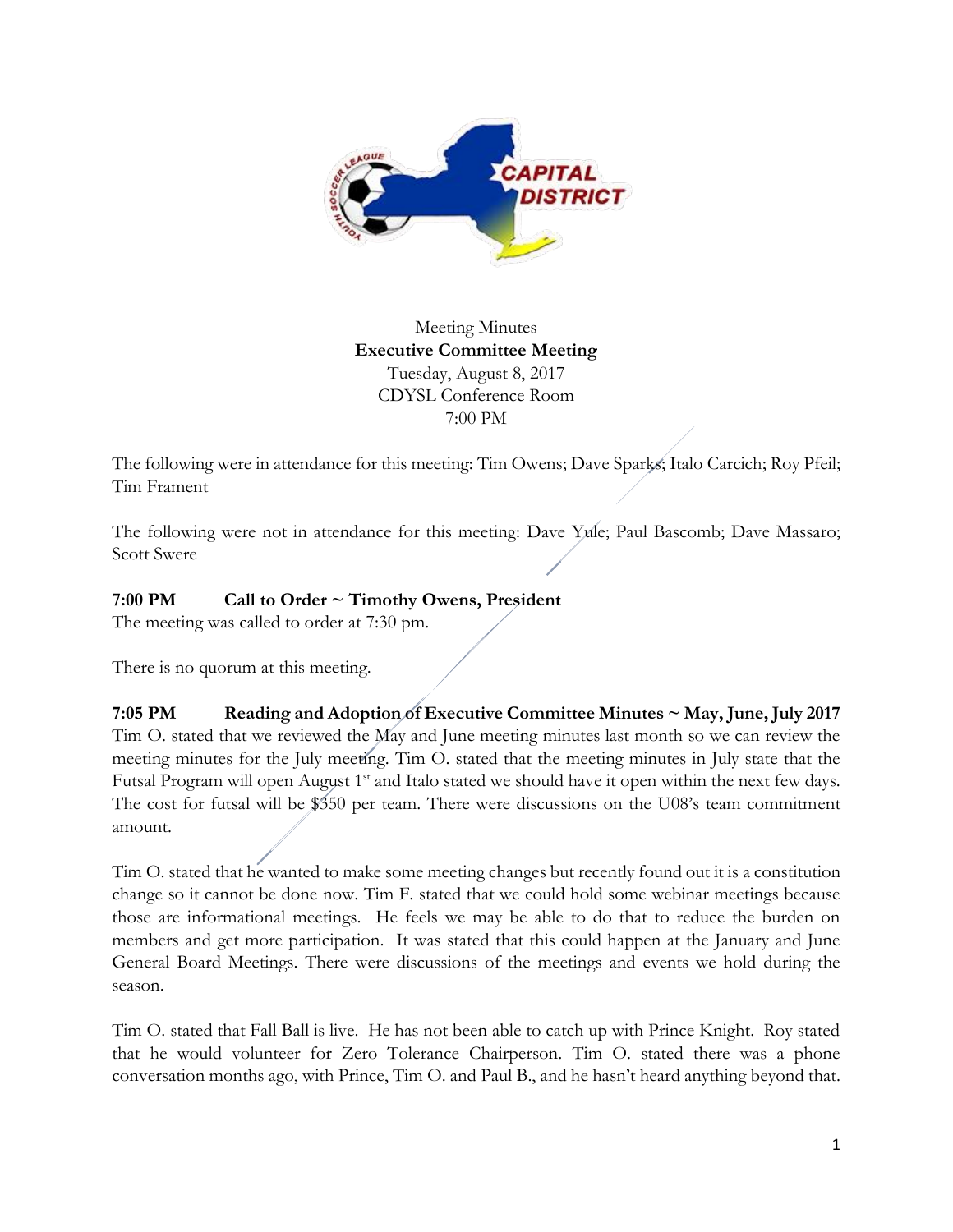Meeting Minutes
**Executive Committee Meeting**
Tuesday, August 8, 2017
CDYSL Conference Room
7:00 PM

The following were in attendance for this meeting: Tim Owens; Dave Sparks; Italo Carcich; Roy Pfeil; Tim Frament

The following were not in attendance for this meeting: Dave Yule; Paul Bascomb; Dave Massaro; Scott Swere

**7:00 PM Call to Order ~ Timothy Owens, President**
The meeting was called to order at 7:30 pm.

There is no quorum at this meeting.

**7:05 PM Reading and Adoption of Executive Committee Minutes ~ May, June, July 2017**
Tim O. stated that we reviewed the May and June meeting minutes last month so we can review the meeting minutes for the July meeting. Tim O. stated that the meeting minutes in July state that the Futsal Program will open August 1st and Italo stated we should have it open within the next few days. The cost for futsal will be $350 per team. There were discussions on the U08's team commitment amount.

Tim O. stated that he wanted to make some meeting changes but recently found out it is a constitution change so it cannot be done now. Tim F. stated that we could hold some webinar meetings because those are informational meetings. He feels we may be able to do that to reduce the burden on members and get more participation. It was stated that this could happen at the January and June General Board Meetings. There were discussions of the meetings and events we hold during the season.

Tim O. stated that Fall Ball is live. He has not been able to catch up with Prince Knight. Roy stated that he would volunteer for Zero Tolerance Chairperson. Tim O. stated there was a phone conversation months ago, with Prince, Tim O. and Paul B., and he hasn't heard anything beyond that.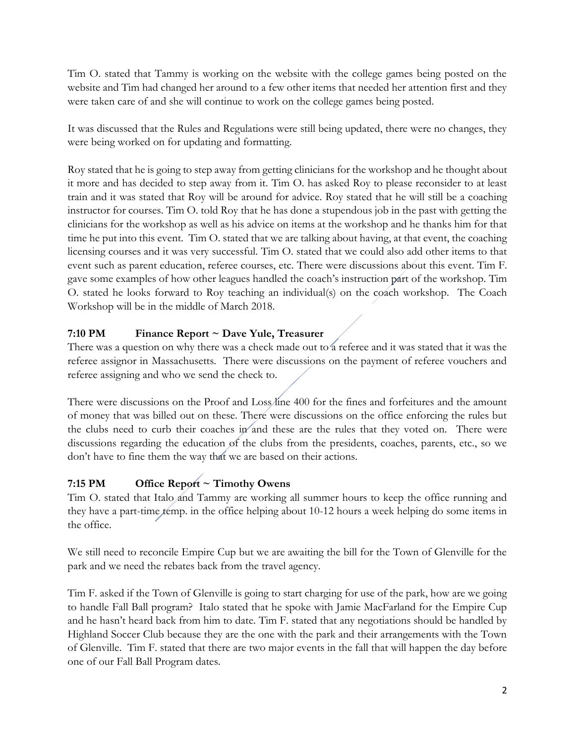Tim O. stated that Tammy is working on the website with the college games being posted on the website and Tim had changed her around to a few other items that needed her attention first and they were taken care of and she will continue to work on the college games being posted.

It was discussed that the Rules and Regulations were still being updated, there were no changes, they were being worked on for updating and formatting.

Roy stated that he is going to step away from getting clinicians for the workshop and he thought about it more and has decided to step away from it. Tim O. has asked Roy to please reconsider to at least train and it was stated that Roy will be around for advice. Roy stated that he will still be a coaching instructor for courses. Tim O. told Roy that he has done a stupendous job in the past with getting the clinicians for the workshop as well as his advice on items at the workshop and he thanks him for that time he put into this event. Tim O. stated that we are talking about having, at that event, the coaching licensing courses and it was very successful. Tim O. stated that we could also add other items to that event such as parent education, referee courses, etc. There were discussions about this event. Tim F. gave some examples of how other leagues handled the coach's instruction part of the workshop. Tim O. stated he looks forward to Roy teaching an individual(s) on the coach workshop. The Coach Workshop will be in the middle of March 2018.

**7:10 PM Finance Report ~ Dave Yule, Treasurer**

There was a question on why there was a check made out to a referee and it was stated that it was the referee assignor in Massachusetts. There were discussions on the payment of referee vouchers and referee assigning and who we send the check to.

There were discussions on the Proof and Loss line 400 for the fines and forfeitures and the amount of money that was billed out on these. There were discussions on the office enforcing the rules but the clubs need to curb their coaches in and these are the rules that they voted on. There were discussions regarding the education of the clubs from the presidents, coaches, parents, etc., so we don't have to fine them the way that we are based on their actions.

**7:15 PM Office Report ~ Timothy Owens**

Tim O. stated that Italo and Tammy are working all summer hours to keep the office running and they have a part-time temp. in the office helping about 10-12 hours a week helping do some items in the office.

We still need to reconcile Empire Cup but we are awaiting the bill for the Town of Glenville for the park and we need the rebates back from the travel agency.

Tim F. asked if the Town of Glenville is going to start charging for use of the park, how are we going to handle Fall Ball program? Italo stated that he spoke with Jamie MacFarland for the Empire Cup and he hasn't heard back from him to date. Tim F. stated that any negotiations should be handled by Highland Soccer Club because they are the one with the park and their arrangements with the Town of Glenville. Tim F. stated that there are two major events in the fall that will happen the day before one of our Fall Ball Program dates.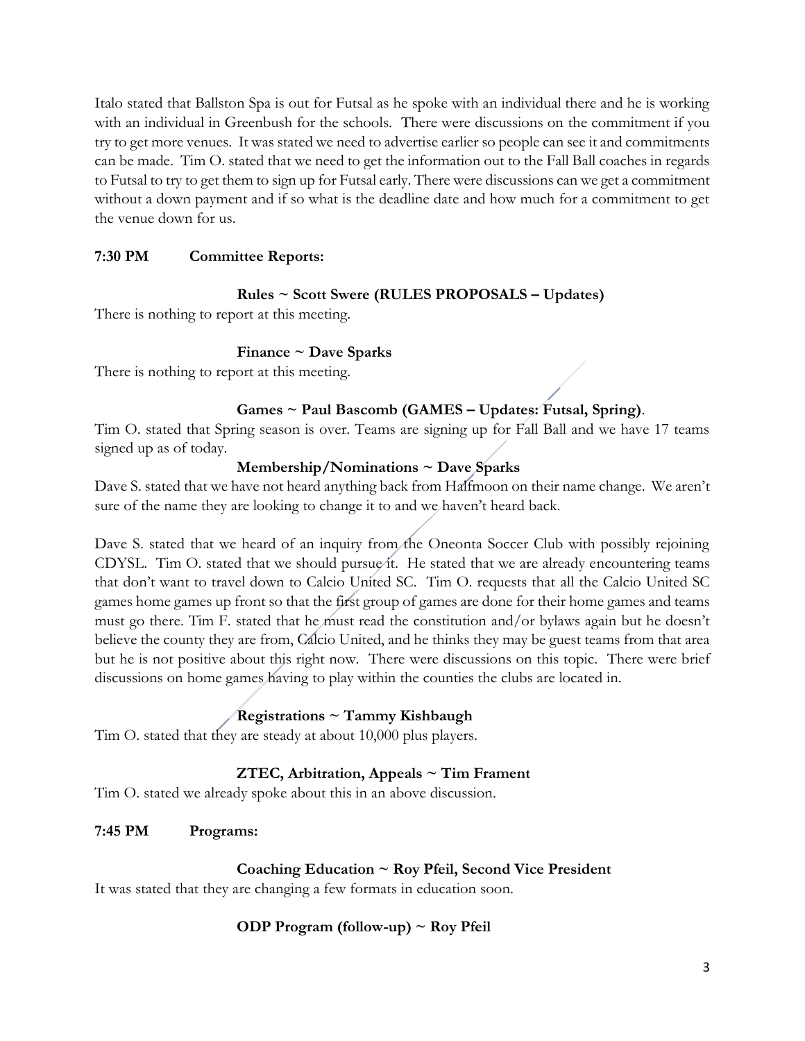Italo stated that Ballston Spa is out for Futsal as he spoke with an individual there and he is working with an individual in Greenbush for the schools. There were discussions on the commitment if you try to get more venues. It was stated we need to advertise earlier so people can see it and commitments can be made. Tim O. stated that we need to get the information out to the Fall Ball coaches in regards to Futsal to try to get them to sign up for Futsal early. There were discussions can we get a commitment without a down payment and if so what is the deadline date and how much for a commitment to get the venue down for us.

**7:30 PM Committee Reports:**

**Rules ~ Scott Swere (RULES PROPOSALS – Updates)**

There is nothing to report at this meeting.

**Finance ~ Dave Sparks**

There is nothing to report at this meeting.

**Games ~ Paul Bascomb (GAMES – Updates: Futsal, Spring)**.

Tim O. stated that Spring season is over. Teams are signing up for Fall Ball and we have 17 teams signed up as of today.

**Membership/Nominations ~ Dave Sparks**

Dave S. stated that we have not heard anything back from Halfmoon on their name change. We aren't sure of the name they are looking to change it to and we haven't heard back.

Dave S. stated that we heard of an inquiry from the Oneonta Soccer Club with possibly rejoining CDYSL. Tim O. stated that we should pursue it. He stated that we are already encountering teams that don't want to travel down to Calcio United SC. Tim O. requests that all the Calcio United SC games home games up front so that the first group of games are done for their home games and teams must go there. Tim F. stated that he must read the constitution and/or bylaws again but he doesn't believe the county they are from, Calcio United, and he thinks they may be guest teams from that area but he is not positive about this right now. There were discussions on this topic. There were brief discussions on home games having to play within the counties the clubs are located in.

**Registrations ~ Tammy Kishbaugh**

Tim O. stated that they are steady at about 10,000 plus players.

**ZTEC, Arbitration, Appeals ~ Tim Frament**

Tim O. stated we already spoke about this in an above discussion.

**7:45 PM Programs:**

**Coaching Education ~ Roy Pfeil, Second Vice President**

It was stated that they are changing a few formats in education soon.

**ODP Program (follow-up) ~ Roy Pfeil**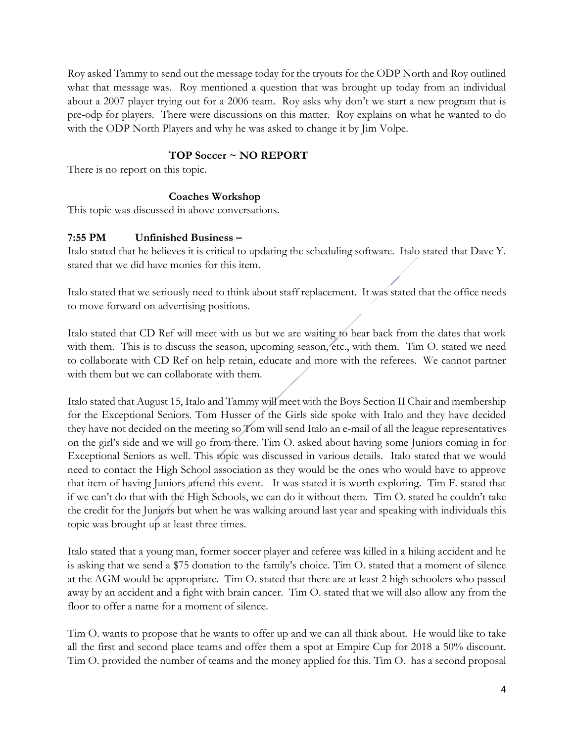Roy asked Tammy to send out the message today for the tryouts for the ODP North and Roy outlined what that message was. Roy mentioned a question that was brought up today from an individual about a 2007 player trying out for a 2006 team. Roy asks why don't we start a new program that is pre-odp for players. There were discussions on this matter. Roy explains on what he wanted to do with the ODP North Players and why he was asked to change it by Jim Volpe.

**TOP Soccer ~ NO REPORT**

There is no report on this topic.

**Coaches Workshop**

This topic was discussed in above conversations.

**7:55 PM Unfinished Business –**

Italo stated that he believes it is critical to updating the scheduling software. Italo stated that Dave Y. stated that we did have monies for this item.

Italo stated that we seriously need to think about staff replacement. It was stated that the office needs to move forward on advertising positions.

Italo stated that CD Ref will meet with us but we are waiting to hear back from the dates that work with them. This is to discuss the season, upcoming season, etc., with them. Tim O. stated we need to collaborate with CD Ref on help retain, educate and more with the referees. We cannot partner with them but we can collaborate with them.

Italo stated that August 15, Italo and Tammy will meet with the Boys Section II Chair and membership for the Exceptional Seniors. Tom Husser of the Girls side spoke with Italo and they have decided they have not decided on the meeting so Tom will send Italo an e-mail of all the league representatives on the girl's side and we will go from there. Tim O. asked about having some Juniors coming in for Exceptional Seniors as well. This topic was discussed in various details. Italo stated that we would need to contact the High School association as they would be the ones who would have to approve that item of having Juniors attend this event. It was stated it is worth exploring. Tim F. stated that if we can't do that with the High Schools, we can do it without them. Tim O. stated he couldn't take the credit for the Juniors but when he was walking around last year and speaking with individuals this topic was brought up at least three times.

Italo stated that a young man, former soccer player and referee was killed in a hiking accident and he is asking that we send a $75 donation to the family's choice. Tim O. stated that a moment of silence at the AGM would be appropriate. Tim O. stated that there are at least 2 high schoolers who passed away by an accident and a fight with brain cancer. Tim O. stated that we will also allow any from the floor to offer a name for a moment of silence.

Tim O. wants to propose that he wants to offer up and we can all think about. He would like to take all the first and second place teams and offer them a spot at Empire Cup for 2018 a 50% discount. Tim O. provided the number of teams and the money applied for this. Tim O. has a second proposal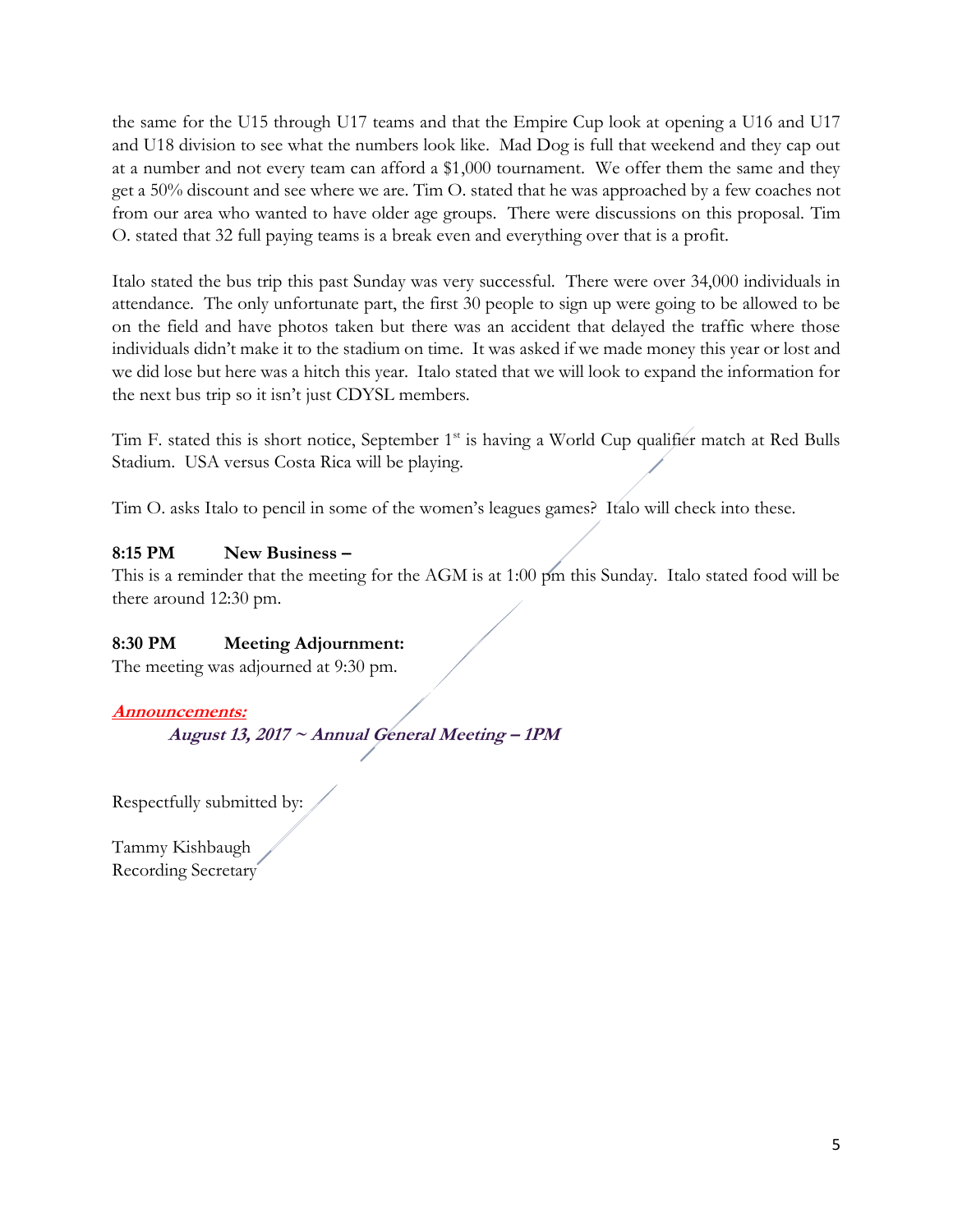the same for the U15 through U17 teams and that the Empire Cup look at opening a U16 and U17 and U18 division to see what the numbers look like. Mad Dog is full that weekend and they cap out at a number and not every team can afford a $1,000 tournament. We offer them the same and they get a 50% discount and see where we are. Tim O. stated that he was approached by a few coaches not from our area who wanted to have older age groups. There were discussions on this proposal. Tim O. stated that 32 full paying teams is a break even and everything over that is a profit.

Italo stated the bus trip this past Sunday was very successful. There were over 34,000 individuals in attendance. The only unfortunate part, the first 30 people to sign up were going to be allowed to be on the field and have photos taken but there was an accident that delayed the traffic where those individuals didn't make it to the stadium on time. It was asked if we made money this year or lost and we did lose but here was a hitch this year. Italo stated that we will look to expand the information for the next bus trip so it isn't just CDYSL members.

Tim F. stated this is short notice, September 1st is having a World Cup qualifier match at Red Bulls Stadium. USA versus Costa Rica will be playing.

Tim O. asks Italo to pencil in some of the women's leagues games? Italo will check into these.

**8:15 PM New Business –**

This is a reminder that the meeting for the AGM is at 1:00 pm this Sunday. Italo stated food will be there around 12:30 pm.

**8:30 PM Meeting Adjournment:**

The meeting was adjourned at 9:30 pm.

***Announcements:***

***August 13, 2017 ~ Annual General Meeting – 1PM***

Respectfully submitted by:

Tammy Kishbaugh
Recording Secretary